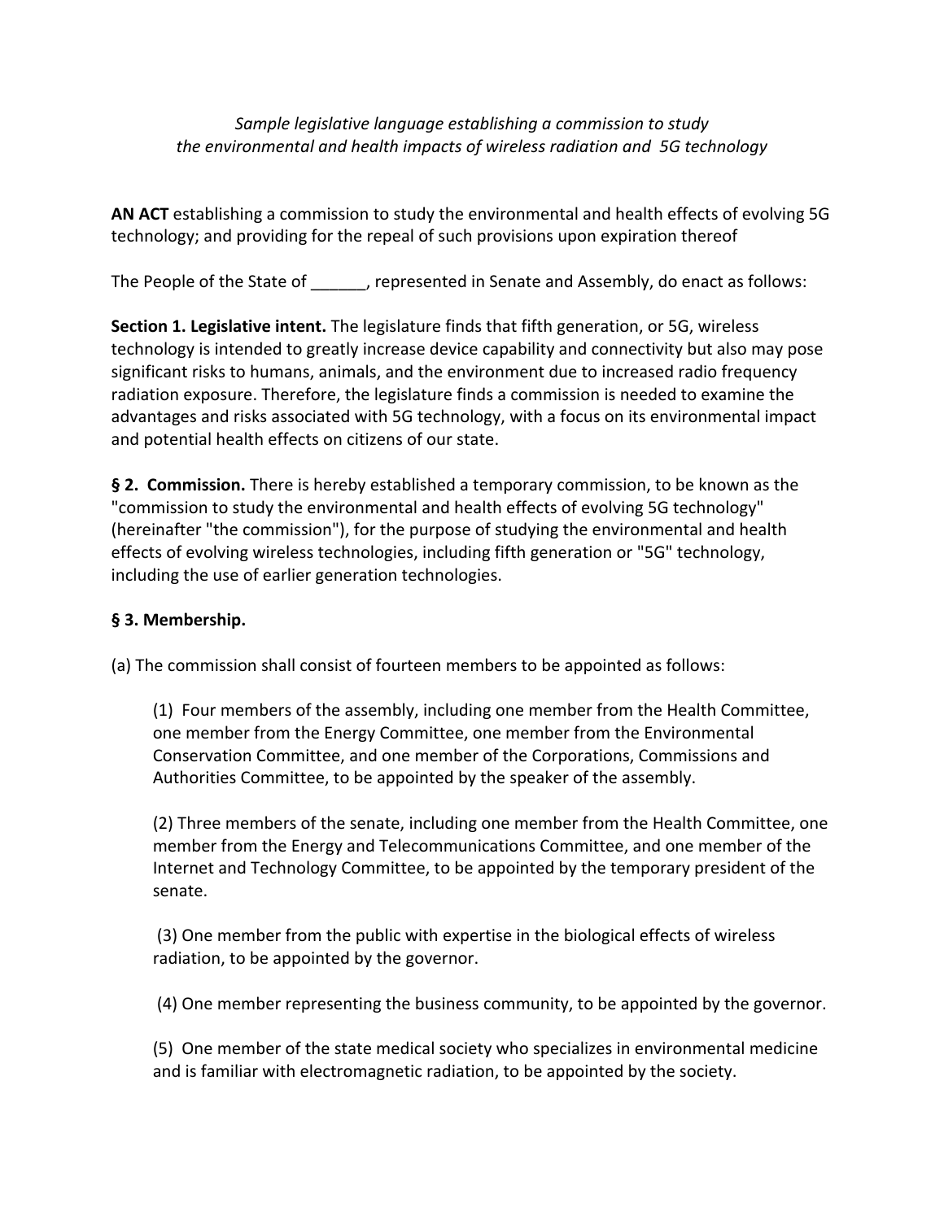*Sample legislative language establishing a commission to study the environmental and health impacts of wireless radiation and 5G technology*

**AN ACT** establishing a commission to study the environmental and health effects of evolving 5G technology; and providing for the repeal of such provisions upon expiration thereof

The People of the State of ______, represented in Senate and Assembly, do enact as follows:

**Section 1. Legislative intent.** The legislature finds that fifth generation, or 5G, wireless technology is intended to greatly increase device capability and connectivity but also may pose significant risks to humans, animals, and the environment due to increased radio frequency radiation exposure. Therefore, the legislature finds a commission is needed to examine the advantages and risks associated with 5G technology, with a focus on its environmental impact and potential health effects on citizens of our state.

**§ 2. Commission.** There is hereby established a temporary commission, to be known as the "commission to study the environmental and health effects of evolving 5G technology" (hereinafter "the commission"), for the purpose of studying the environmental and health effects of evolving wireless technologies, including fifth generation or "5G" technology, including the use of earlier generation technologies.

**§ 3. Membership.**

(a) The commission shall consist of fourteen members to be appointed as follows:

(1) Four members of the assembly, including one member from the Health Committee, one member from the Energy Committee, one member from the Environmental Conservation Committee, and one member of the Corporations, Commissions and Authorities Committee, to be appointed by the speaker of the assembly.

(2) Three members of the senate, including one member from the Health Committee, one member from the Energy and Telecommunications Committee, and one member of the Internet and Technology Committee, to be appointed by the temporary president of the senate.

(3) One member from the public with expertise in the biological effects of wireless radiation, to be appointed by the governor.

(4) One member representing the business community, to be appointed by the governor.

(5) One member of the state medical society who specializes in environmental medicine and is familiar with electromagnetic radiation, to be appointed by the society.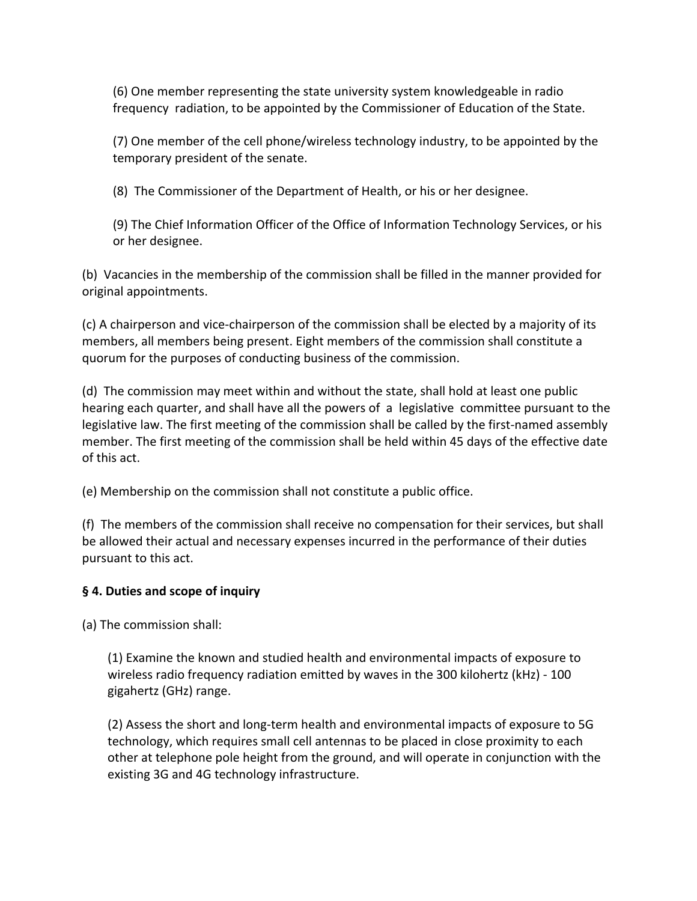(6) One member representing the state university system knowledgeable in radio frequency radiation, to be appointed by the Commissioner of Education of the State.

(7) One member of the cell phone/wireless technology industry, to be appointed by the temporary president of the senate.

(8) The Commissioner of the Department of Health, or his or her designee.

(9) The Chief Information Officer of the Office of Information Technology Services, or his or her designee.

(b) Vacancies in the membership of the commission shall be filled in the manner provided for original appointments.

(c) A chairperson and vice-chairperson of the commission shall be elected by a majority of its members, all members being present. Eight members of the commission shall constitute a quorum for the purposes of conducting business of the commission.

(d) The commission may meet within and without the state, shall hold at least one public hearing each quarter, and shall have all the powers of a legislative committee pursuant to the legislative law. The first meeting of the commission shall be called by the first-named assembly member. The first meeting of the commission shall be held within 45 days of the effective date of this act.

(e) Membership on the commission shall not constitute a public office.

(f) The members of the commission shall receive no compensation for their services, but shall be allowed their actual and necessary expenses incurred in the performance of their duties pursuant to this act.

**§ 4. Duties and scope of inquiry**

(a) The commission shall:

(1) Examine the known and studied health and environmental impacts of exposure to wireless radio frequency radiation emitted by waves in the 300 kilohertz (kHz) - 100 gigahertz (GHz) range.

(2) Assess the short and long-term health and environmental impacts of exposure to 5G technology, which requires small cell antennas to be placed in close proximity to each other at telephone pole height from the ground, and will operate in conjunction with the existing 3G and 4G technology infrastructure.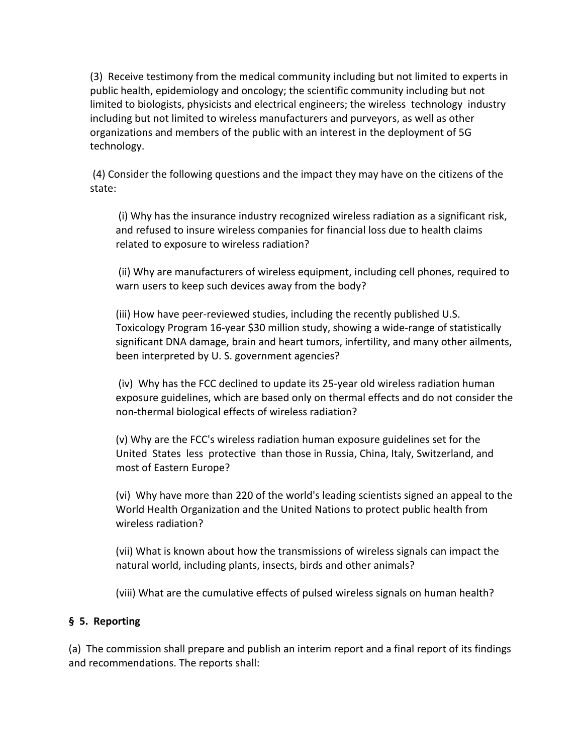(3) Receive testimony from the medical community including but not limited to experts in public health, epidemiology and oncology; the scientific community including but not limited to biologists, physicists and electrical engineers; the wireless technology industry including but not limited to wireless manufacturers and purveyors, as well as other organizations and members of the public with an interest in the deployment of 5G technology.

(4) Consider the following questions and the impact they may have on the citizens of the state:

(i) Why has the insurance industry recognized wireless radiation as a significant risk, and refused to insure wireless companies for financial loss due to health claims related to exposure to wireless radiation?

(ii) Why are manufacturers of wireless equipment, including cell phones, required to warn users to keep such devices away from the body?

(iii) How have peer-reviewed studies, including the recently published U.S. Toxicology Program 16-year $30 million study, showing a wide-range of statistically significant DNA damage, brain and heart tumors, infertility, and many other ailments, been interpreted by U. S. government agencies?

(iv) Why has the FCC declined to update its 25-year old wireless radiation human exposure guidelines, which are based only on thermal effects and do not consider the non-thermal biological effects of wireless radiation?

(v) Why are the FCC's wireless radiation human exposure guidelines set for the United States less protective than those in Russia, China, Italy, Switzerland, and most of Eastern Europe?

(vi) Why have more than 220 of the world's leading scientists signed an appeal to the World Health Organization and the United Nations to protect public health from wireless radiation?

(vii) What is known about how the transmissions of wireless signals can impact the natural world, including plants, insects, birds and other animals?

(viii) What are the cumulative effects of pulsed wireless signals on human health?

**§ 5. Reporting**

(a) The commission shall prepare and publish an interim report and a final report of its findings and recommendations. The reports shall: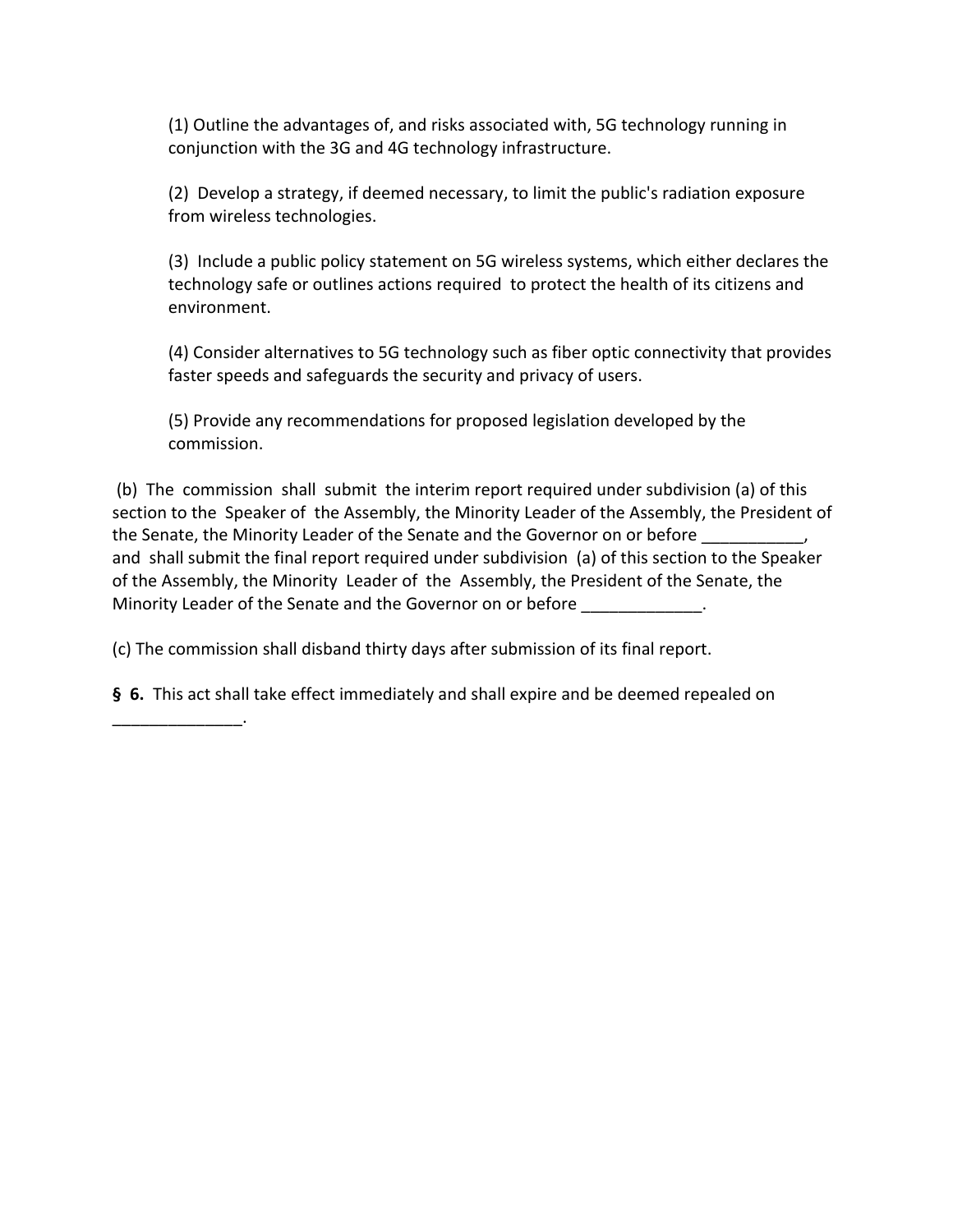(1) Outline the advantages of, and risks associated with, 5G technology running in conjunction with the 3G and 4G technology infrastructure.

(2) Develop a strategy, if deemed necessary, to limit the public's radiation exposure from wireless technologies.

(3) Include a public policy statement on 5G wireless systems, which either declares the technology safe or outlines actions required to protect the health of its citizens and environment.

(4) Consider alternatives to 5G technology such as fiber optic connectivity that provides faster speeds and safeguards the security and privacy of users.

(5) Provide any recommendations for proposed legislation developed by the commission.

(b) The commission shall submit the interim report required under subdivision (a) of this section to the Speaker of the Assembly, the Minority Leader of the Assembly, the President of the Senate, the Minority Leader of the Senate and the Governor on or before ___________, and shall submit the final report required under subdivision (a) of this section to the Speaker of the Assembly, the Minority Leader of the Assembly, the President of the Senate, the Minority Leader of the Senate and the Governor on or before _____________.

(c) The commission shall disband thirty days after submission of its final report.

**§ 6.** This act shall take effect immediately and shall expire and be deemed repealed on ______________.